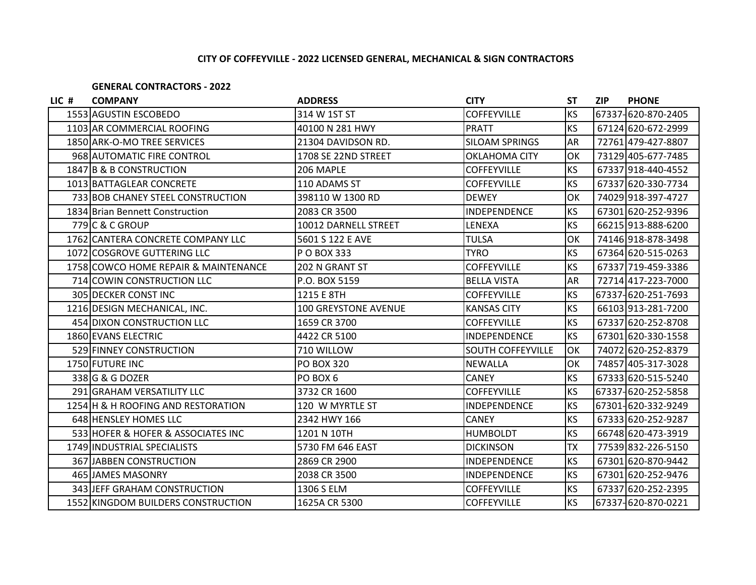# CITY OF COFFEYVILLE - 2022 LICENSED GENERAL, MECHANICAL & SIGN CONTRACTORS

## GENERAL CONTRACTORS - 2022

| LIC # | COMPANY | ADDRESS | CITY | ST | ZIP | PHONE |
|---|---|---|---|---|---|---|
| 1553 | AGUSTIN ESCOBEDO | 314 W 1ST ST | COFFEYVILLE | KS | 67337- | 620-870-2405 |
| 1103 | AR COMMERCIAL ROOFING | 40100 N 281 HWY | PRATT | KS | 67124 | 620-672-2999 |
| 1850 | ARK-O-MO TREE SERVICES | 21304 DAVIDSON RD. | SILOAM SPRINGS | AR | 72761 | 479-427-8807 |
| 968 | AUTOMATIC FIRE CONTROL | 1708 SE 22ND STREET | OKLAHOMA CITY | OK | 73129 | 405-677-7485 |
| 1847 | B & B CONSTRUCTION | 206 MAPLE | COFFEYVILLE | KS | 67337 | 918-440-4552 |
| 1013 | BATTAGLEAR CONCRETE | 110 ADAMS ST | COFFEYVILLE | KS | 67337 | 620-330-7734 |
| 733 | BOB CHANEY STEEL CONSTRUCTION | 398110 W 1300 RD | DEWEY | OK | 74029 | 918-397-4727 |
| 1834 | Brian Bennett Construction | 2083 CR 3500 | INDEPENDENCE | KS | 67301 | 620-252-9396 |
| 779 | C & C GROUP | 10012 DARNELL STREET | LENEXA | KS | 66215 | 913-888-6200 |
| 1762 | CANTERA CONCRETE COMPANY LLC | 5601 S 122 E AVE | TULSA | OK | 74146 | 918-878-3498 |
| 1072 | COSGROVE GUTTERING LLC | P O BOX 333 | TYRO | KS | 67364 | 620-515-0263 |
| 1758 | COWCO HOME REPAIR & MAINTENANCE | 202 N GRANT ST | COFFEYVILLE | KS | 67337 | 719-459-3386 |
| 714 | COWIN CONSTRUCTION LLC | P.O. BOX 5159 | BELLA VISTA | AR | 72714 | 417-223-7000 |
| 305 | DECKER CONST INC | 1215 E 8TH | COFFEYVILLE | KS | 67337- | 620-251-7693 |
| 1216 | DESIGN MECHANICAL, INC. | 100 GREYSTONE AVENUE | KANSAS CITY | KS | 66103 | 913-281-7200 |
| 454 | DIXON CONSTRUCTION LLC | 1659 CR 3700 | COFFEYVILLE | KS | 67337 | 620-252-8708 |
| 1860 | EVANS ELECTRIC | 4422 CR 5100 | INDEPENDENCE | KS | 67301 | 620-330-1558 |
| 529 | FINNEY CONSTRUCTION | 710 WILLOW | SOUTH COFFEYVILLE | OK | 74072 | 620-252-8379 |
| 1750 | FUTURE INC | PO BOX 320 | NEWALLA | OK | 74857 | 405-317-3028 |
| 338 | G & G DOZER | PO BOX 6 | CANEY | KS | 67333 | 620-515-5240 |
| 291 | GRAHAM VERSATILITY LLC | 3732 CR 1600 | COFFEYVILLE | KS | 67337- | 620-252-5858 |
| 1254 | H & H ROOFING AND RESTORATION | 120 W MYRTLE ST | INDEPENDENCE | KS | 67301- | 620-332-9249 |
| 648 | HENSLEY HOMES LLC | 2342 HWY 166 | CANEY | KS | 67333 | 620-252-9287 |
| 533 | HOFER & HOFER & ASSOCIATES INC | 1201 N 10TH | HUMBOLDT | KS | 66748 | 620-473-3919 |
| 1749 | INDUSTRIAL SPECIALISTS | 5730 FM 646 EAST | DICKINSON | TX | 77539 | 832-226-5150 |
| 367 | JABBEN CONSTRUCTION | 2869 CR 2900 | INDEPENDENCE | KS | 67301 | 620-870-9442 |
| 465 | JAMES MASONRY | 2038 CR 3500 | INDEPENDENCE | KS | 67301 | 620-252-9476 |
| 343 | JEFF GRAHAM CONSTRUCTION | 1306 S ELM | COFFEYVILLE | KS | 67337 | 620-252-2395 |
| 1552 | KINGDOM BUILDERS CONSTRUCTION | 1625A CR 5300 | COFFEYVILLE | KS | 67337- | 620-870-0221 |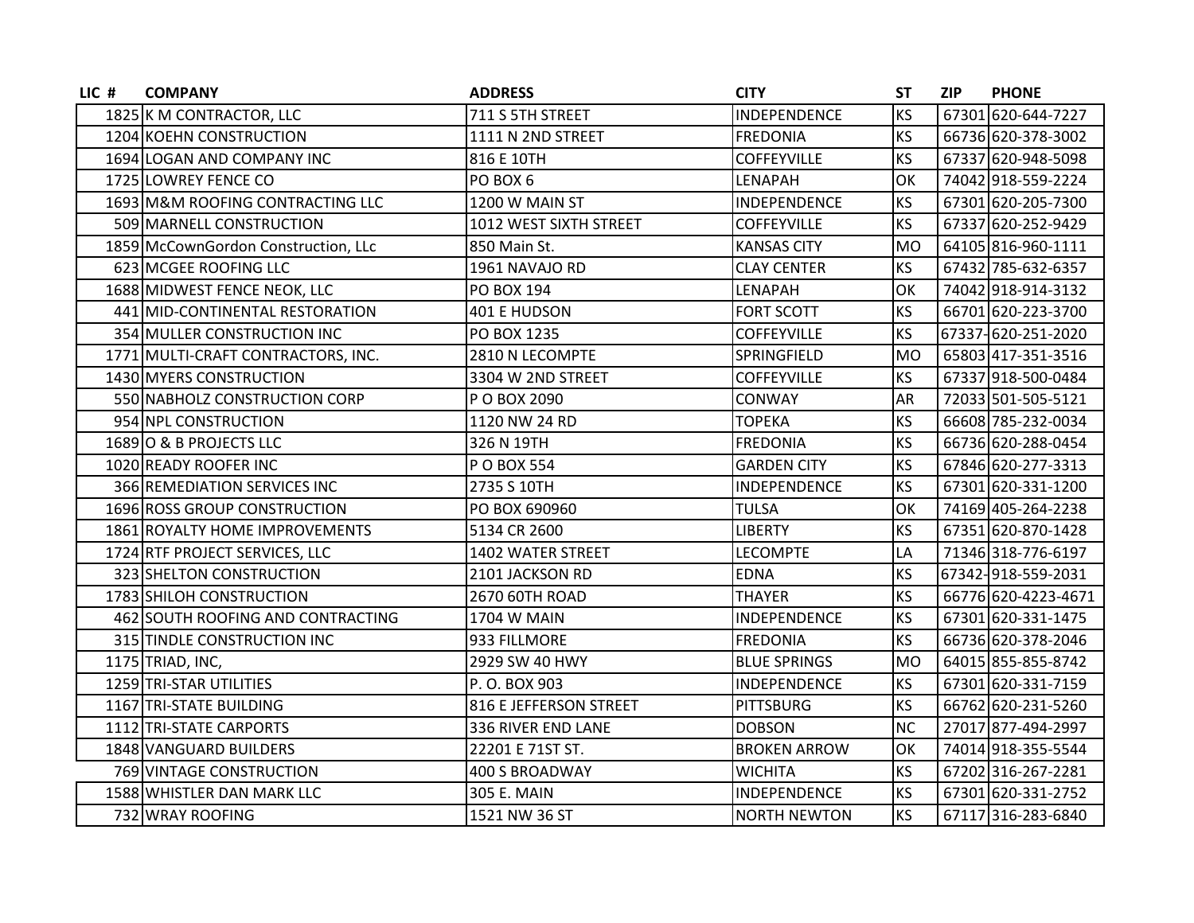| LIC # | COMPANY | ADDRESS | CITY | ST | ZIP | PHONE |
|---|---|---|---|---|---|---|
| 1825 | K M CONTRACTOR, LLC | 711 S 5TH STREET | INDEPENDENCE | KS | 67301 | 620-644-7227 |
| 1204 | KOEHN CONSTRUCTION | 1111 N 2ND STREET | FREDONIA | KS | 66736 | 620-378-3002 |
| 1694 | LOGAN AND COMPANY INC | 816 E 10TH | COFFEYVILLE | KS | 67337 | 620-948-5098 |
| 1725 | LOWREY FENCE CO | PO BOX 6 | LENAPAH | OK | 74042 | 918-559-2224 |
| 1693 | M&M ROOFING CONTRACTING LLC | 1200 W MAIN ST | INDEPENDENCE | KS | 67301 | 620-205-7300 |
| 509 | MARNELL CONSTRUCTION | 1012 WEST SIXTH STREET | COFFEYVILLE | KS | 67337 | 620-252-9429 |
| 1859 | McCownGordon Construction, LLc | 850 Main St. | KANSAS CITY | MO | 64105 | 816-960-1111 |
| 623 | MCGEE ROOFING LLC | 1961 NAVAJO RD | CLAY CENTER | KS | 67432 | 785-632-6357 |
| 1688 | MIDWEST FENCE NEOK, LLC | PO BOX 194 | LENAPAH | OK | 74042 | 918-914-3132 |
| 441 | MID-CONTINENTAL RESTORATION | 401 E HUDSON | FORT SCOTT | KS | 66701 | 620-223-3700 |
| 354 | MULLER CONSTRUCTION INC | PO BOX 1235 | COFFEYVILLE | KS | 67337- | 620-251-2020 |
| 1771 | MULTI-CRAFT CONTRACTORS, INC. | 2810 N LECOMPTE | SPRINGFIELD | MO | 65803 | 417-351-3516 |
| 1430 | MYERS CONSTRUCTION | 3304 W 2ND STREET | COFFEYVILLE | KS | 67337 | 918-500-0484 |
| 550 | NABHOLZ CONSTRUCTION CORP | P O BOX 2090 | CONWAY | AR | 72033 | 501-505-5121 |
| 954 | NPL CONSTRUCTION | 1120 NW 24 RD | TOPEKA | KS | 66608 | 785-232-0034 |
| 1689 | O & B PROJECTS LLC | 326 N 19TH | FREDONIA | KS | 66736 | 620-288-0454 |
| 1020 | READY ROOFER INC | P O BOX 554 | GARDEN CITY | KS | 67846 | 620-277-3313 |
| 366 | REMEDIATION SERVICES INC | 2735 S 10TH | INDEPENDENCE | KS | 67301 | 620-331-1200 |
| 1696 | ROSS GROUP CONSTRUCTION | PO BOX 690960 | TULSA | OK | 74169 | 405-264-2238 |
| 1861 | ROYALTY HOME IMPROVEMENTS | 5134 CR 2600 | LIBERTY | KS | 67351 | 620-870-1428 |
| 1724 | RTF PROJECT SERVICES, LLC | 1402 WATER STREET | LECOMPTE | LA | 71346 | 318-776-6197 |
| 323 | SHELTON CONSTRUCTION | 2101 JACKSON RD | EDNA | KS | 67342- | 918-559-2031 |
| 1783 | SHILOH CONSTRUCTION | 2670 60TH ROAD | THAYER | KS | 66776 | 620-4223-4671 |
| 462 | SOUTH ROOFING AND CONTRACTING | 1704 W MAIN | INDEPENDENCE | KS | 67301 | 620-331-1475 |
| 315 | TINDLE CONSTRUCTION INC | 933 FILLMORE | FREDONIA | KS | 66736 | 620-378-2046 |
| 1175 | TRIAD, INC, | 2929 SW 40 HWY | BLUE SPRINGS | MO | 64015 | 855-855-8742 |
| 1259 | TRI-STAR UTILITIES | P. O. BOX 903 | INDEPENDENCE | KS | 67301 | 620-331-7159 |
| 1167 | TRI-STATE BUILDING | 816 E JEFFERSON STREET | PITTSBURG | KS | 66762 | 620-231-5260 |
| 1112 | TRI-STATE CARPORTS | 336 RIVER END LANE | DOBSON | NC | 27017 | 877-494-2997 |
| 1848 | VANGUARD BUILDERS | 22201 E 71ST ST. | BROKEN ARROW | OK | 74014 | 918-355-5544 |
| 769 | VINTAGE CONSTRUCTION | 400 S BROADWAY | WICHITA | KS | 67202 | 316-267-2281 |
| 1588 | WHISTLER DAN MARK LLC | 305 E. MAIN | INDEPENDENCE | KS | 67301 | 620-331-2752 |
| 732 | WRAY ROOFING | 1521 NW 36 ST | NORTH NEWTON | KS | 67117 | 316-283-6840 |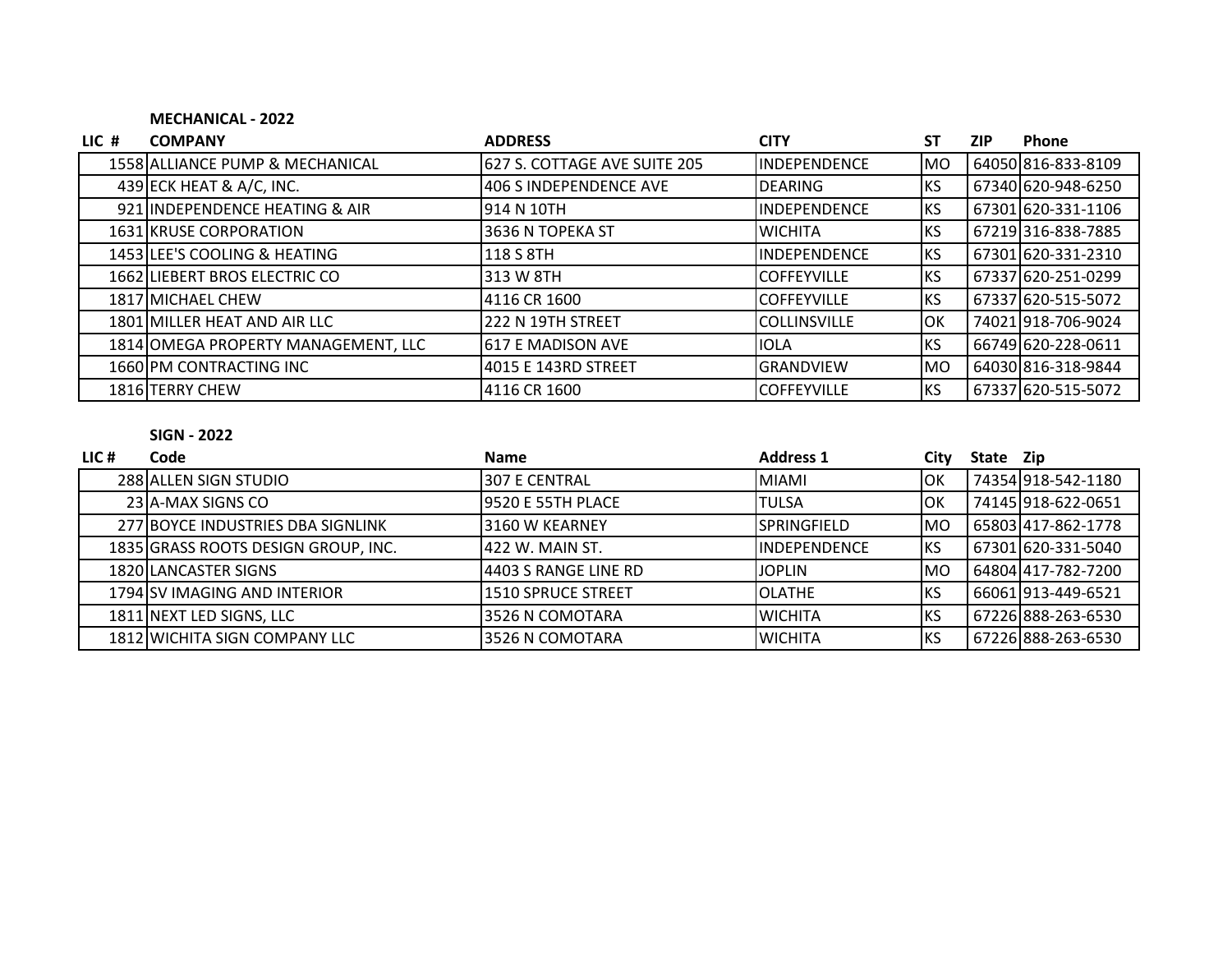**MECHANICAL - 2022**

| LIC # | COMPANY | ADDRESS | CITY | ST | ZIP | Phone |
|---|---|---|---|---|---|---|
| 1558 | ALLIANCE PUMP & MECHANICAL | 627 S. COTTAGE AVE SUITE 205 | INDEPENDENCE | MO | 64050 | 816-833-8109 |
| 439 | ECK HEAT & A/C, INC. | 406 S INDEPENDENCE AVE | DEARING | KS | 67340 | 620-948-6250 |
| 921 | INDEPENDENCE HEATING & AIR | 914 N 10TH | INDEPENDENCE | KS | 67301 | 620-331-1106 |
| 1631 | KRUSE CORPORATION | 3636 N TOPEKA ST | WICHITA | KS | 67219 | 316-838-7885 |
| 1453 | LEE'S COOLING & HEATING | 118 S 8TH | INDEPENDENCE | KS | 67301 | 620-331-2310 |
| 1662 | LIEBERT BROS ELECTRIC CO | 313 W 8TH | COFFEYVILLE | KS | 67337 | 620-251-0299 |
| 1817 | MICHAEL CHEW | 4116 CR 1600 | COFFEYVILLE | KS | 67337 | 620-515-5072 |
| 1801 | MILLER HEAT AND AIR LLC | 222 N 19TH STREET | COLLINSVILLE | OK | 74021 | 918-706-9024 |
| 1814 | OMEGA PROPERTY MANAGEMENT, LLC | 617 E MADISON AVE | IOLA | KS | 66749 | 620-228-0611 |
| 1660 | PM CONTRACTING INC | 4015 E 143RD STREET | GRANDVIEW | MO | 64030 | 816-318-9844 |
| 1816 | TERRY CHEW | 4116 CR 1600 | COFFEYVILLE | KS | 67337 | 620-515-5072 |

**SIGN - 2022**

| LIC # | Code | Name | Address 1 | City | State | Zip |
|---|---|---|---|---|---|---|
| 288 | ALLEN SIGN STUDIO | 307 E CENTRAL | MIAMI | OK | 74354 | 918-542-1180 |
| 23 | A-MAX SIGNS CO | 9520 E 55TH PLACE | TULSA | OK | 74145 | 918-622-0651 |
| 277 | BOYCE INDUSTRIES DBA SIGNLINK | 3160 W KEARNEY | SPRINGFIELD | MO | 65803 | 417-862-1778 |
| 1835 | GRASS ROOTS DESIGN GROUP, INC. | 422 W. MAIN ST. | INDEPENDENCE | KS | 67301 | 620-331-5040 |
| 1820 | LANCASTER SIGNS | 4403 S RANGE LINE RD | JOPLIN | MO | 64804 | 417-782-7200 |
| 1794 | SV IMAGING AND INTERIOR | 1510 SPRUCE STREET | OLATHE | KS | 66061 | 913-449-6521 |
| 1811 | NEXT LED SIGNS, LLC | 3526 N COMOTARA | WICHITA | KS | 67226 | 888-263-6530 |
| 1812 | WICHITA SIGN COMPANY LLC | 3526 N COMOTARA | WICHITA | KS | 67226 | 888-263-6530 |